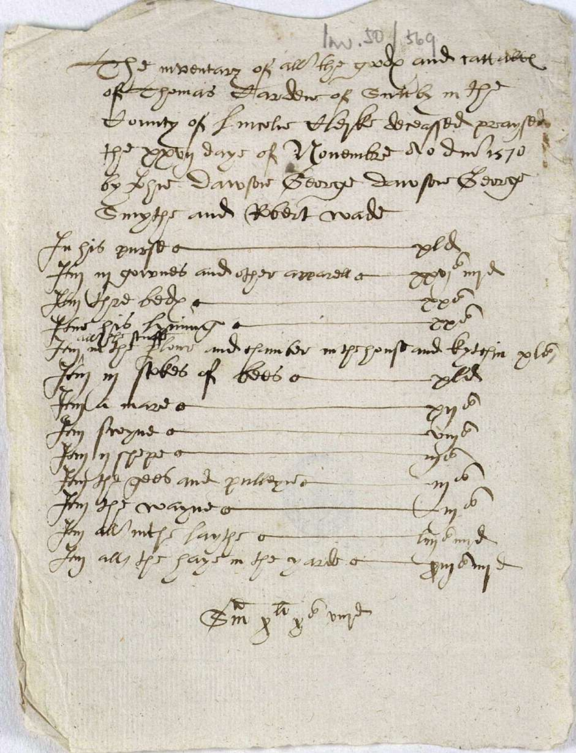Inv. 50 | 569

The inventary of all the goodes and cattelles of Thomas Harden of Ertilby in the County of Lincoln [?] deceased praysed the xxvij daye of November Ao dni 1570 by John Dawson George Dawson George Smythe and Robert Ward

| | |
|---|---|
| In his purse | xld |
| Item in gownes and other appareill | xxs iiijd |
| Item thre beddes | xxs |
| Item his hyrning | xxs |
| Item all the stuff in the flowre and chamber in the house and kytchin | xls |
| Item iij stottes of beese | xls |
| Item a mare | xiijs |
| Item swyne | viijs |
| Item iij shepe | iijs |
| Item the geese and pulleyne | iijs |
| Item the wayne | iijs |
| Item all in the laythe | liijs iiijd |
| Item all the haye in the yarde | xiijs iiijd |

Sm x li x s viijd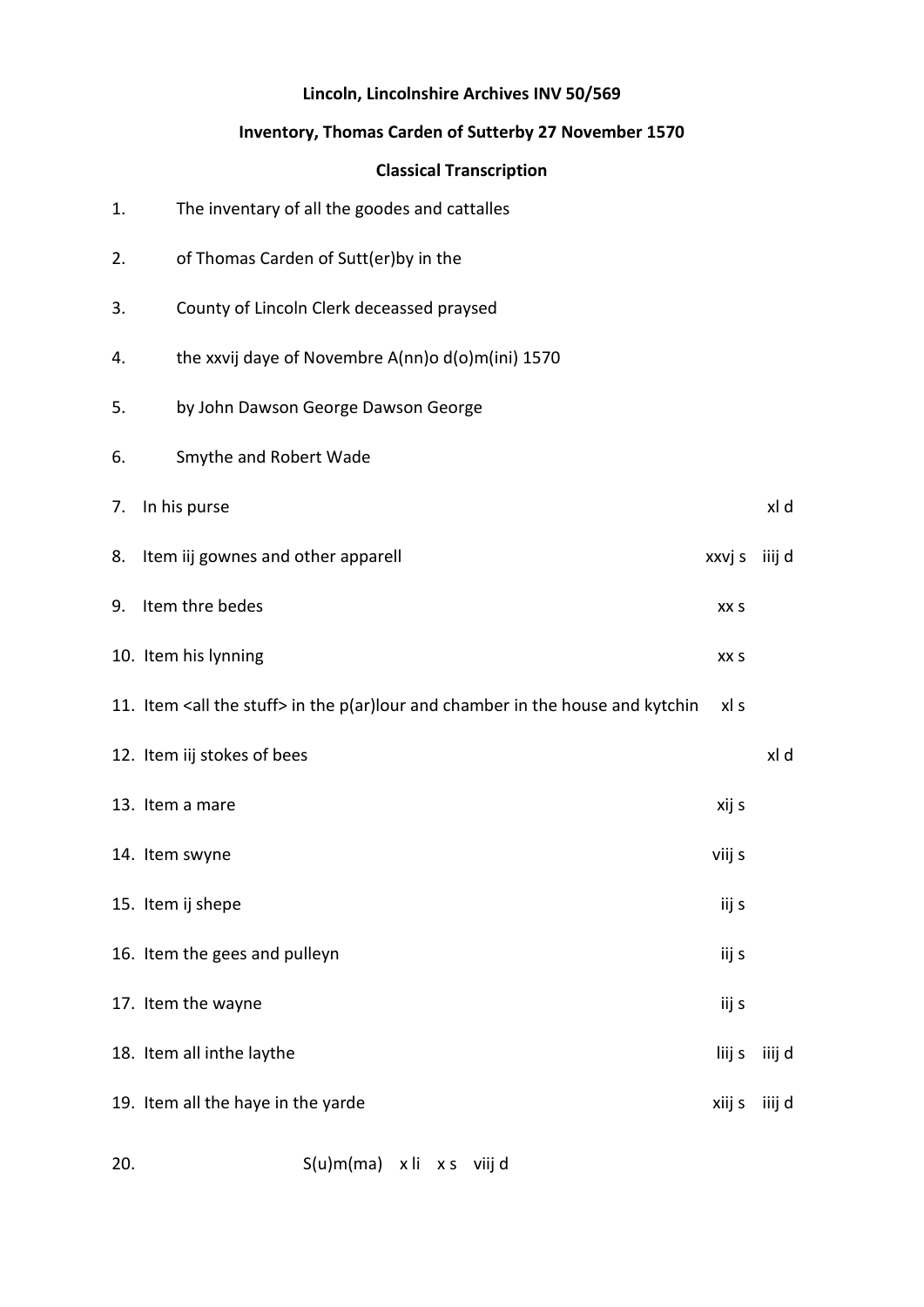**Lincoln, Lincolnshire Archives INV 50/569**

**Inventory, Thomas Carden of Sutterby 27 November 1570**

**Classical Transcription**

1. The inventary of all the goodes and cattalles
2. of Thomas Carden of Sutt(er)by in the
3. County of Lincoln Clerk deceassed praysed
4. the xxvij daye of Novembre A(nn)o d(o)m(ini) 1570
5. by John Dawson George Dawson George
6. Smythe and Robert Wade

| No. | Item | s | d |
|---|---|---|---|
| 7. | In his purse | | xl d |
| 8. | Item iij gownes and other apparell | xxvj s | iiij d |
| 9. | Item thre bedes | xx s | |
| 10. | Item his lynning | xx s | |
| 11. | Item <all the stuff> in the p(ar)lour and chamber in the house and kytchin | xl s | |
| 12. | Item iij stokes of bees | | xl d |
| 13. | Item a mare | xij s | |
| 14. | Item swyne | viij s | |
| 15. | Item ij shepe | iij s | |
| 16. | Item the gees and pulleyn | iij s | |
| 17. | Item the wayne | iij s | |
| 18. | Item all inthe laythe | liij s | iiij d |
| 19. | Item all the haye in the yarde | xiij s | iiij d |

20. S(u)m(ma) x li x s viij d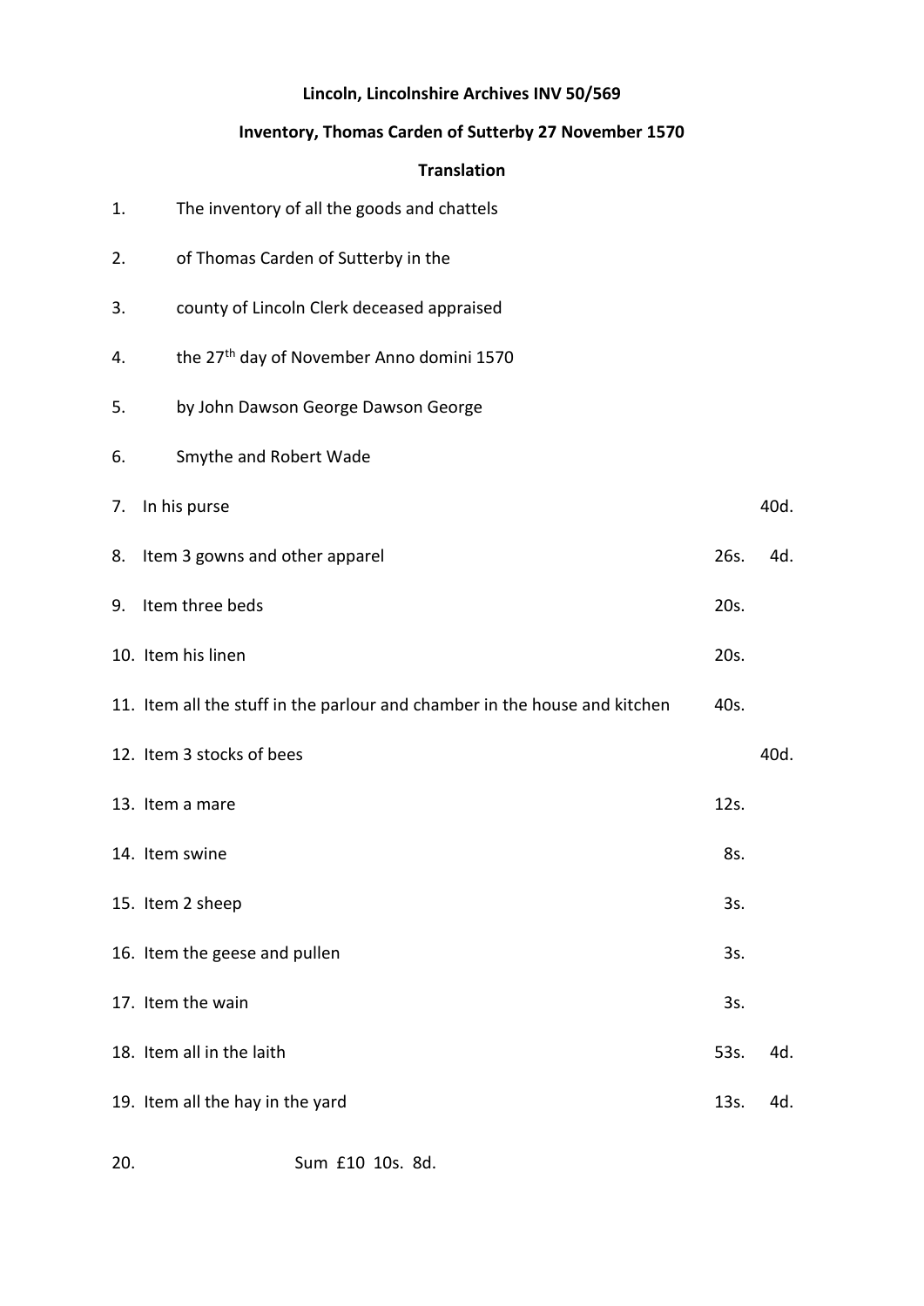**Lincoln, Lincolnshire Archives INV 50/569**

**Inventory, Thomas Carden of Sutterby 27 November 1570**

**Translation**

1. The inventory of all the goods and chattels
2. of Thomas Carden of Sutterby in the
3. county of Lincoln Clerk deceased appraised
4. the 27th day of November Anno domini 1570
5. by John Dawson George Dawson George
6. Smythe and Robert Wade

| | | | |
|---|---|---|---|
| 7. | In his purse | | 40d. |
| 8. | Item 3 gowns and other apparel | 26s. | 4d. |
| 9. | Item three beds | 20s. | |
| 10. | Item his linen | 20s. | |
| 11. | Item all the stuff in the parlour and chamber in the house and kitchen | 40s. | |
| 12. | Item 3 stocks of bees | | 40d. |
| 13. | Item a mare | 12s. | |
| 14. | Item swine | 8s. | |
| 15. | Item 2 sheep | 3s. | |
| 16. | Item the geese and pullen | 3s. | |
| 17. | Item the wain | 3s. | |
| 18. | Item all in the laith | 53s. | 4d. |
| 19. | Item all the hay in the yard | 13s. | 4d. |

20. Sum £10 10s. 8d.